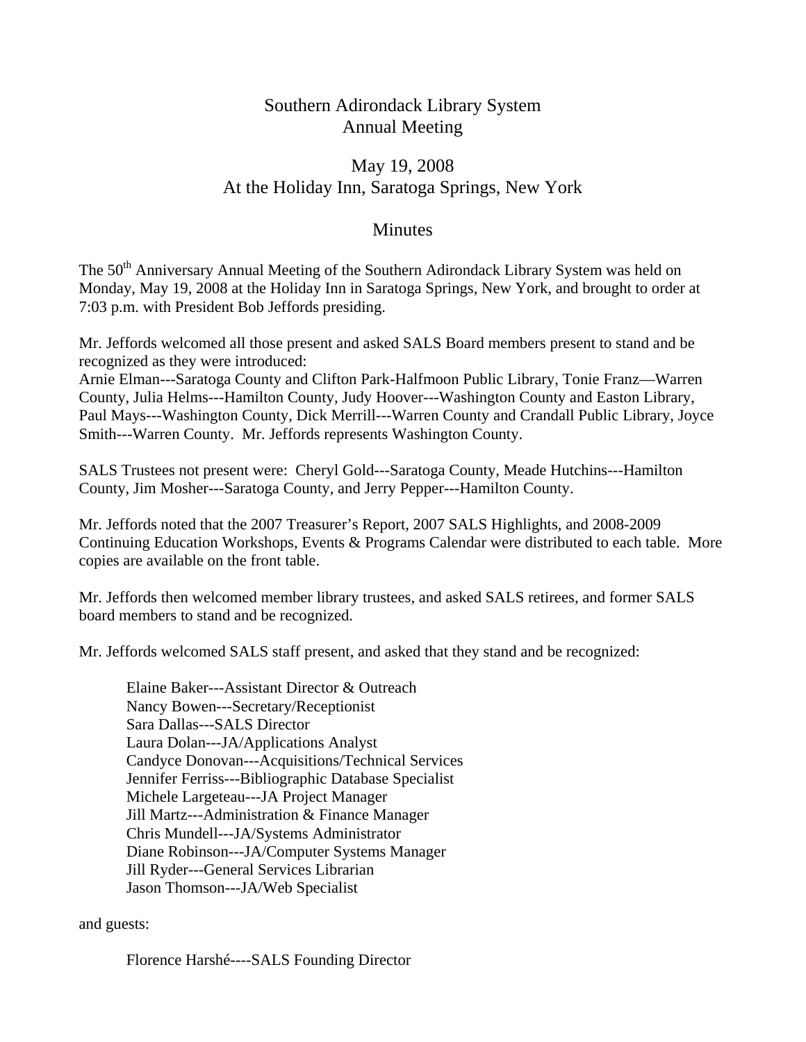# Southern Adirondack Library System
# Annual Meeting

## May 19, 2008
## At the Holiday Inn, Saratoga Springs, New York

## Minutes

The 50th Anniversary Annual Meeting of the Southern Adirondack Library System was held on Monday, May 19, 2008 at the Holiday Inn in Saratoga Springs, New York, and brought to order at 7:03 p.m. with President Bob Jeffords presiding.

Mr. Jeffords welcomed all those present and asked SALS Board members present to stand and be recognized as they were introduced:
Arnie Elman---Saratoga County and Clifton Park-Halfmoon Public Library, Tonie Franz—Warren County, Julia Helms---Hamilton County, Judy Hoover---Washington County and Easton Library, Paul Mays---Washington County, Dick Merrill---Warren County and Crandall Public Library, Joyce Smith---Warren County. Mr. Jeffords represents Washington County.

SALS Trustees not present were: Cheryl Gold---Saratoga County, Meade Hutchins---Hamilton County, Jim Mosher---Saratoga County, and Jerry Pepper---Hamilton County.

Mr. Jeffords noted that the 2007 Treasurer's Report, 2007 SALS Highlights, and 2008-2009 Continuing Education Workshops, Events & Programs Calendar were distributed to each table. More copies are available on the front table.

Mr. Jeffords then welcomed member library trustees, and asked SALS retirees, and former SALS board members to stand and be recognized.

Mr. Jeffords welcomed SALS staff present, and asked that they stand and be recognized:

Elaine Baker---Assistant Director & Outreach
Nancy Bowen---Secretary/Receptionist
Sara Dallas---SALS Director
Laura Dolan---JA/Applications Analyst
Candyce Donovan---Acquisitions/Technical Services
Jennifer Ferriss---Bibliographic Database Specialist
Michele Largeteau---JA Project Manager
Jill Martz---Administration & Finance Manager
Chris Mundell---JA/Systems Administrator
Diane Robinson---JA/Computer Systems Manager
Jill Ryder---General Services Librarian
Jason Thomson---JA/Web Specialist

and guests:

Florence Harshé----SALS Founding Director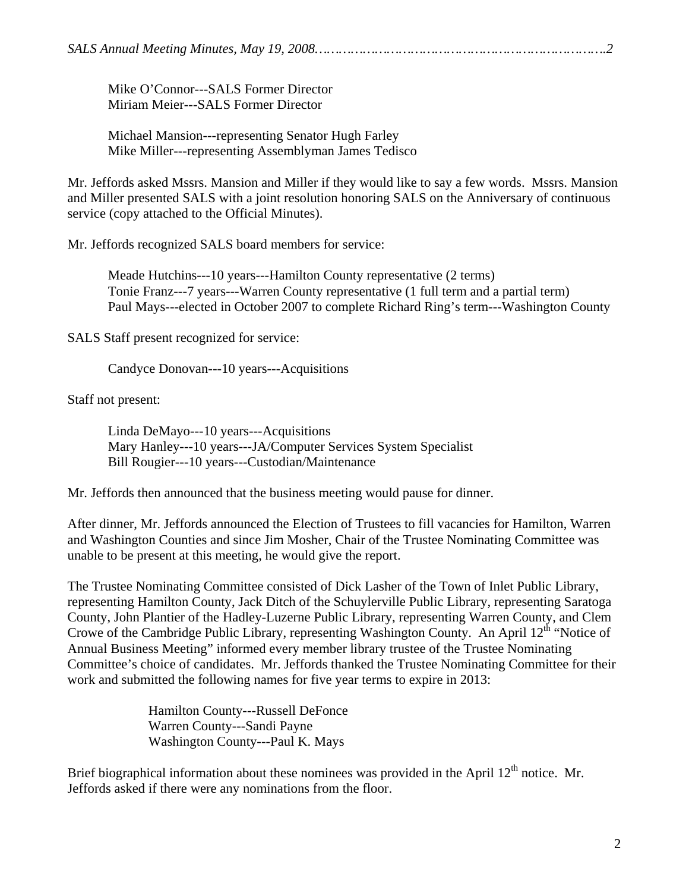Mike O'Connor---SALS Former Director
Miriam Meier---SALS Former Director

Michael Mansion---representing Senator Hugh Farley
Mike Miller---representing Assemblyman James Tedisco

Mr. Jeffords asked Mssrs. Mansion and Miller if they would like to say a few words. Mssrs. Mansion and Miller presented SALS with a joint resolution honoring SALS on the Anniversary of continuous service (copy attached to the Official Minutes).

Mr. Jeffords recognized SALS board members for service:

Meade Hutchins---10 years---Hamilton County representative (2 terms)
Tonie Franz---7 years---Warren County representative (1 full term and a partial term)
Paul Mays---elected in October 2007 to complete Richard Ring's term---Washington County

SALS Staff present recognized for service:

Candyce Donovan---10 years---Acquisitions

Staff not present:

Linda DeMayo---10 years---Acquisitions
Mary Hanley---10 years---JA/Computer Services System Specialist
Bill Rougier---10 years---Custodian/Maintenance

Mr. Jeffords then announced that the business meeting would pause for dinner.

After dinner, Mr. Jeffords announced the Election of Trustees to fill vacancies for Hamilton, Warren and Washington Counties and since Jim Mosher, Chair of the Trustee Nominating Committee was unable to be present at this meeting, he would give the report.

The Trustee Nominating Committee consisted of Dick Lasher of the Town of Inlet Public Library, representing Hamilton County, Jack Ditch of the Schuylerville Public Library, representing Saratoga County, John Plantier of the Hadley-Luzerne Public Library, representing Warren County, and Clem Crowe of the Cambridge Public Library, representing Washington County. An April 12th "Notice of Annual Business Meeting" informed every member library trustee of the Trustee Nominating Committee's choice of candidates. Mr. Jeffords thanked the Trustee Nominating Committee for their work and submitted the following names for five year terms to expire in 2013:

Hamilton County---Russell DeFonce
Warren County---Sandi Payne
Washington County---Paul K. Mays

Brief biographical information about these nominees was provided in the April 12th notice. Mr. Jeffords asked if there were any nominations from the floor.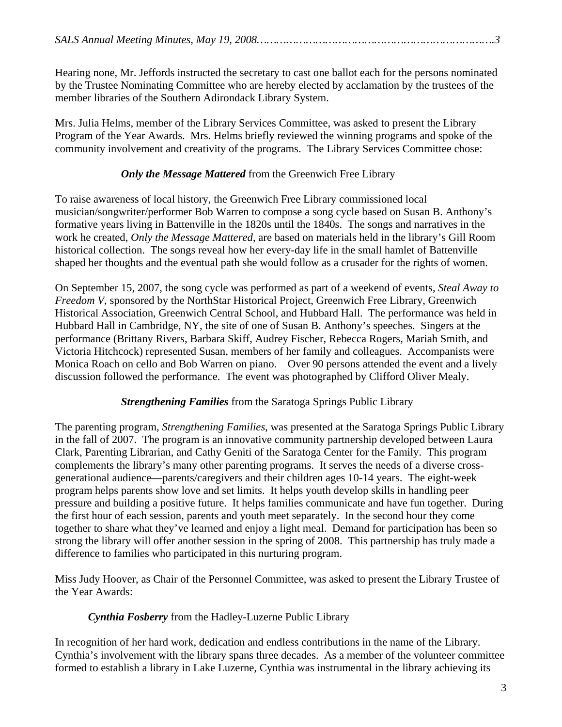Hearing none, Mr. Jeffords instructed the secretary to cast one ballot each for the persons nominated by the Trustee Nominating Committee who are hereby elected by acclamation by the trustees of the member libraries of the Southern Adirondack Library System.

Mrs. Julia Helms, member of the Library Services Committee, was asked to present the Library Program of the Year Awards. Mrs. Helms briefly reviewed the winning programs and spoke of the community involvement and creativity of the programs. The Library Services Committee chose:

***Only the Message Mattered*** from the Greenwich Free Library

To raise awareness of local history, the Greenwich Free Library commissioned local musician/songwriter/performer Bob Warren to compose a song cycle based on Susan B. Anthony's formative years living in Battenville in the 1820s until the 1840s. The songs and narratives in the work he created, *Only the Message Mattered*, are based on materials held in the library's Gill Room historical collection. The songs reveal how her every-day life in the small hamlet of Battenville shaped her thoughts and the eventual path she would follow as a crusader for the rights of women.

On September 15, 2007, the song cycle was performed as part of a weekend of events, *Steal Away to Freedom V*, sponsored by the NorthStar Historical Project, Greenwich Free Library, Greenwich Historical Association, Greenwich Central School, and Hubbard Hall. The performance was held in Hubbard Hall in Cambridge, NY, the site of one of Susan B. Anthony's speeches. Singers at the performance (Brittany Rivers, Barbara Skiff, Audrey Fischer, Rebecca Rogers, Mariah Smith, and Victoria Hitchcock) represented Susan, members of her family and colleagues. Accompanists were Monica Roach on cello and Bob Warren on piano. Over 90 persons attended the event and a lively discussion followed the performance. The event was photographed by Clifford Oliver Mealy.

***Strengthening Families*** from the Saratoga Springs Public Library

The parenting program, *Strengthening Families*, was presented at the Saratoga Springs Public Library in the fall of 2007. The program is an innovative community partnership developed between Laura Clark, Parenting Librarian, and Cathy Geniti of the Saratoga Center for the Family. This program complements the library's many other parenting programs. It serves the needs of a diverse cross-generational audience—parents/caregivers and their children ages 10-14 years. The eight-week program helps parents show love and set limits. It helps youth develop skills in handling peer pressure and building a positive future. It helps families communicate and have fun together. During the first hour of each session, parents and youth meet separately. In the second hour they come together to share what they've learned and enjoy a light meal. Demand for participation has been so strong the library will offer another session in the spring of 2008. This partnership has truly made a difference to families who participated in this nurturing program.

Miss Judy Hoover, as Chair of the Personnel Committee, was asked to present the Library Trustee of the Year Awards:

***Cynthia Fosberry*** from the Hadley-Luzerne Public Library

In recognition of her hard work, dedication and endless contributions in the name of the Library. Cynthia's involvement with the library spans three decades. As a member of the volunteer committee formed to establish a library in Lake Luzerne, Cynthia was instrumental in the library achieving its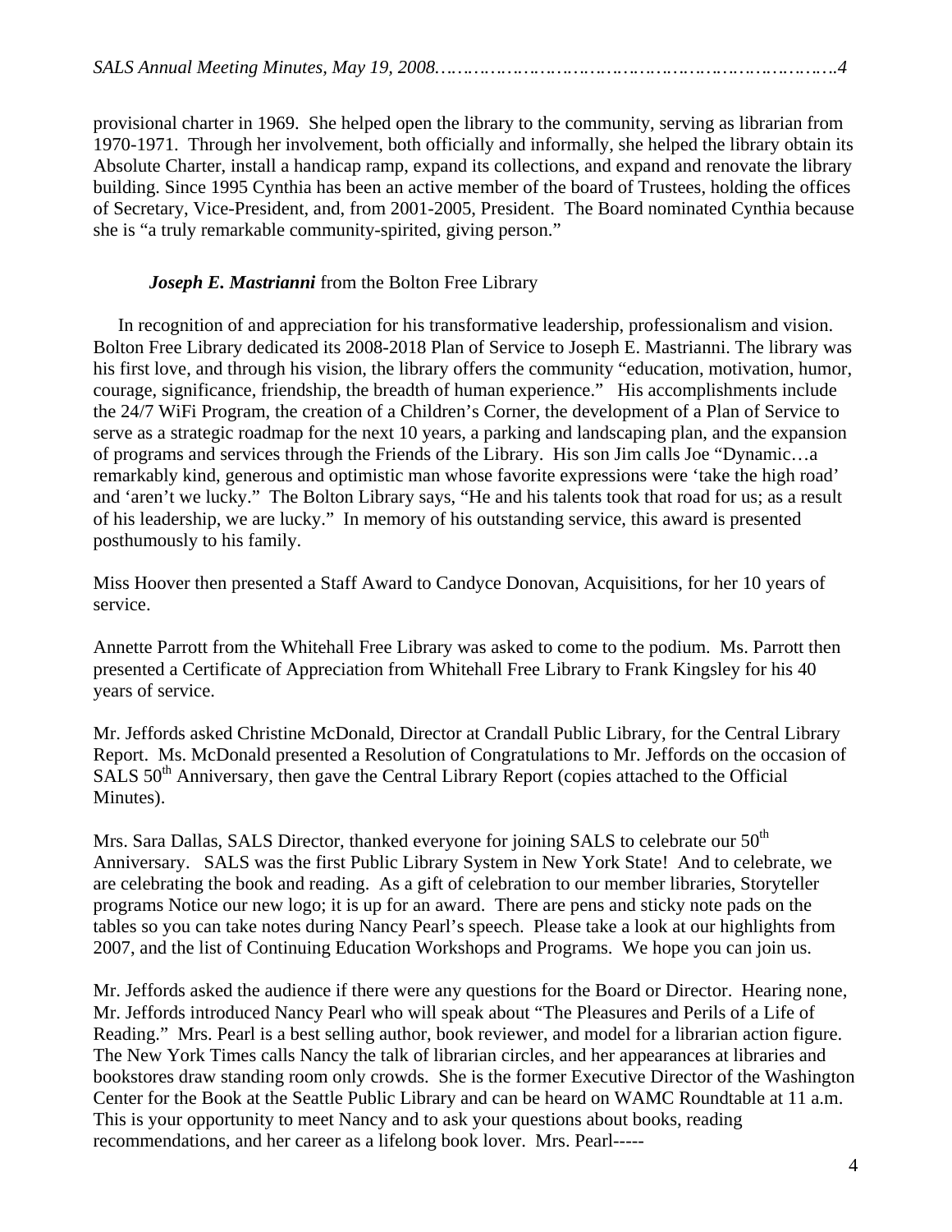provisional charter in 1969. She helped open the library to the community, serving as librarian from 1970-1971. Through her involvement, both officially and informally, she helped the library obtain its Absolute Charter, install a handicap ramp, expand its collections, and expand and renovate the library building. Since 1995 Cynthia has been an active member of the board of Trustees, holding the offices of Secretary, Vice-President, and, from 2001-2005, President. The Board nominated Cynthia because she is "a truly remarkable community-spirited, giving person."

***Joseph E. Mastrianni*** from the Bolton Free Library

In recognition of and appreciation for his transformative leadership, professionalism and vision. Bolton Free Library dedicated its 2008-2018 Plan of Service to Joseph E. Mastrianni. The library was his first love, and through his vision, the library offers the community "education, motivation, humor, courage, significance, friendship, the breadth of human experience." His accomplishments include the 24/7 WiFi Program, the creation of a Children's Corner, the development of a Plan of Service to serve as a strategic roadmap for the next 10 years, a parking and landscaping plan, and the expansion of programs and services through the Friends of the Library. His son Jim calls Joe "Dynamic…a remarkably kind, generous and optimistic man whose favorite expressions were 'take the high road' and 'aren't we lucky." The Bolton Library says, "He and his talents took that road for us; as a result of his leadership, we are lucky." In memory of his outstanding service, this award is presented posthumously to his family.

Miss Hoover then presented a Staff Award to Candyce Donovan, Acquisitions, for her 10 years of service.

Annette Parrott from the Whitehall Free Library was asked to come to the podium. Ms. Parrott then presented a Certificate of Appreciation from Whitehall Free Library to Frank Kingsley for his 40 years of service.

Mr. Jeffords asked Christine McDonald, Director at Crandall Public Library, for the Central Library Report. Ms. McDonald presented a Resolution of Congratulations to Mr. Jeffords on the occasion of SALS 50th Anniversary, then gave the Central Library Report (copies attached to the Official Minutes).

Mrs. Sara Dallas, SALS Director, thanked everyone for joining SALS to celebrate our 50th Anniversary. SALS was the first Public Library System in New York State! And to celebrate, we are celebrating the book and reading. As a gift of celebration to our member libraries, Storyteller programs Notice our new logo; it is up for an award. There are pens and sticky note pads on the tables so you can take notes during Nancy Pearl's speech. Please take a look at our highlights from 2007, and the list of Continuing Education Workshops and Programs. We hope you can join us.

Mr. Jeffords asked the audience if there were any questions for the Board or Director. Hearing none, Mr. Jeffords introduced Nancy Pearl who will speak about "The Pleasures and Perils of a Life of Reading." Mrs. Pearl is a best selling author, book reviewer, and model for a librarian action figure. The New York Times calls Nancy the talk of librarian circles, and her appearances at libraries and bookstores draw standing room only crowds. She is the former Executive Director of the Washington Center for the Book at the Seattle Public Library and can be heard on WAMC Roundtable at 11 a.m. This is your opportunity to meet Nancy and to ask your questions about books, reading recommendations, and her career as a lifelong book lover. Mrs. Pearl-----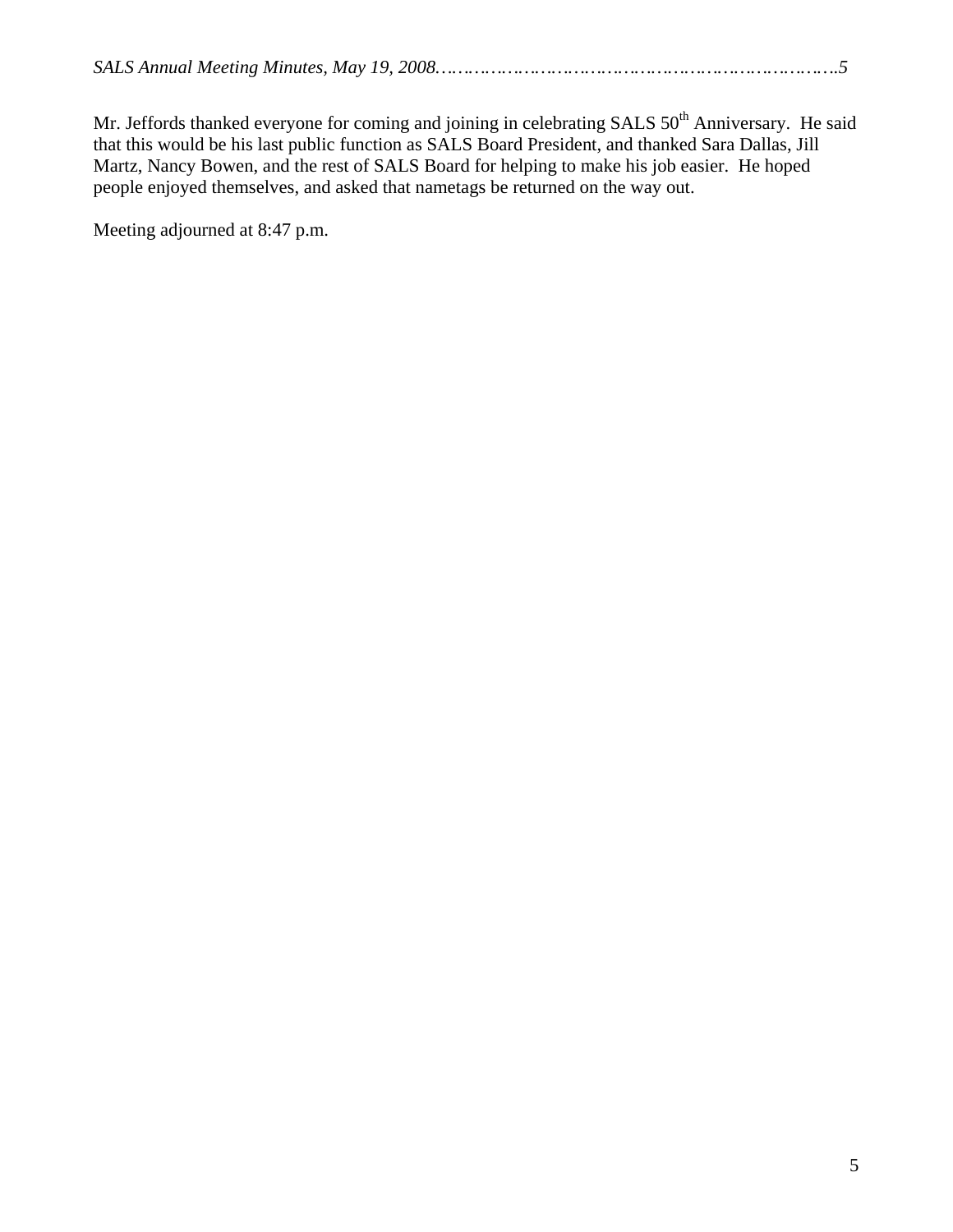Mr. Jeffords thanked everyone for coming and joining in celebrating SALS 50th Anniversary. He said that this would be his last public function as SALS Board President, and thanked Sara Dallas, Jill Martz, Nancy Bowen, and the rest of SALS Board for helping to make his job easier. He hoped people enjoyed themselves, and asked that nametags be returned on the way out.

Meeting adjourned at 8:47 p.m.